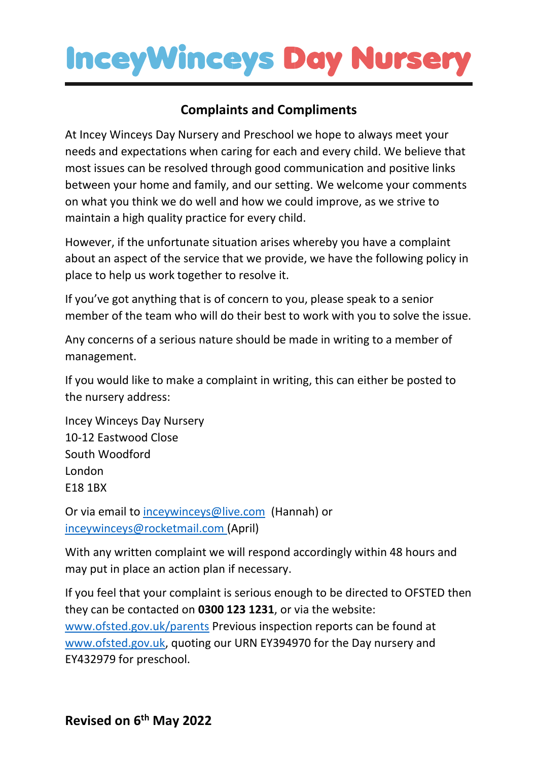# InceyWinceys Day Nursery

## Complaints and Compliments

At Incey Winceys Day Nursery and Preschool we hope to always meet your needs and expectations when caring for each and every child. We believe that most issues can be resolved through good communication and positive links between your home and family, and our setting. We welcome your comments on what you think we do well and how we could improve, as we strive to maintain a high quality practice for every child.

However, if the unfortunate situation arises whereby you have a complaint about an aspect of the service that we provide, we have the following policy in place to help us work together to resolve it.

If you've got anything that is of concern to you, please speak to a senior member of the team who will do their best to work with you to solve the issue.

Any concerns of a serious nature should be made in writing to a member of management.

If you would like to make a complaint in writing, this can either be posted to the nursery address:

Incey Winceys Day Nursery  
10-12 Eastwood Close  
South Woodford  
London  
E18 1BX

Or via email to inceywinceys@live.com (Hannah) or inceywinceys@rocketmail.com (April)

With any written complaint we will respond accordingly within 48 hours and may put in place an action plan if necessary.

If you feel that your complaint is serious enough to be directed to OFSTED then they can be contacted on **0300 123 1231**, or via the website: www.ofsted.gov.uk/parents Previous inspection reports can be found at www.ofsted.gov.uk, quoting our URN EY394970 for the Day nursery and EY432979 for preschool.

**Revised on 6th May 2022**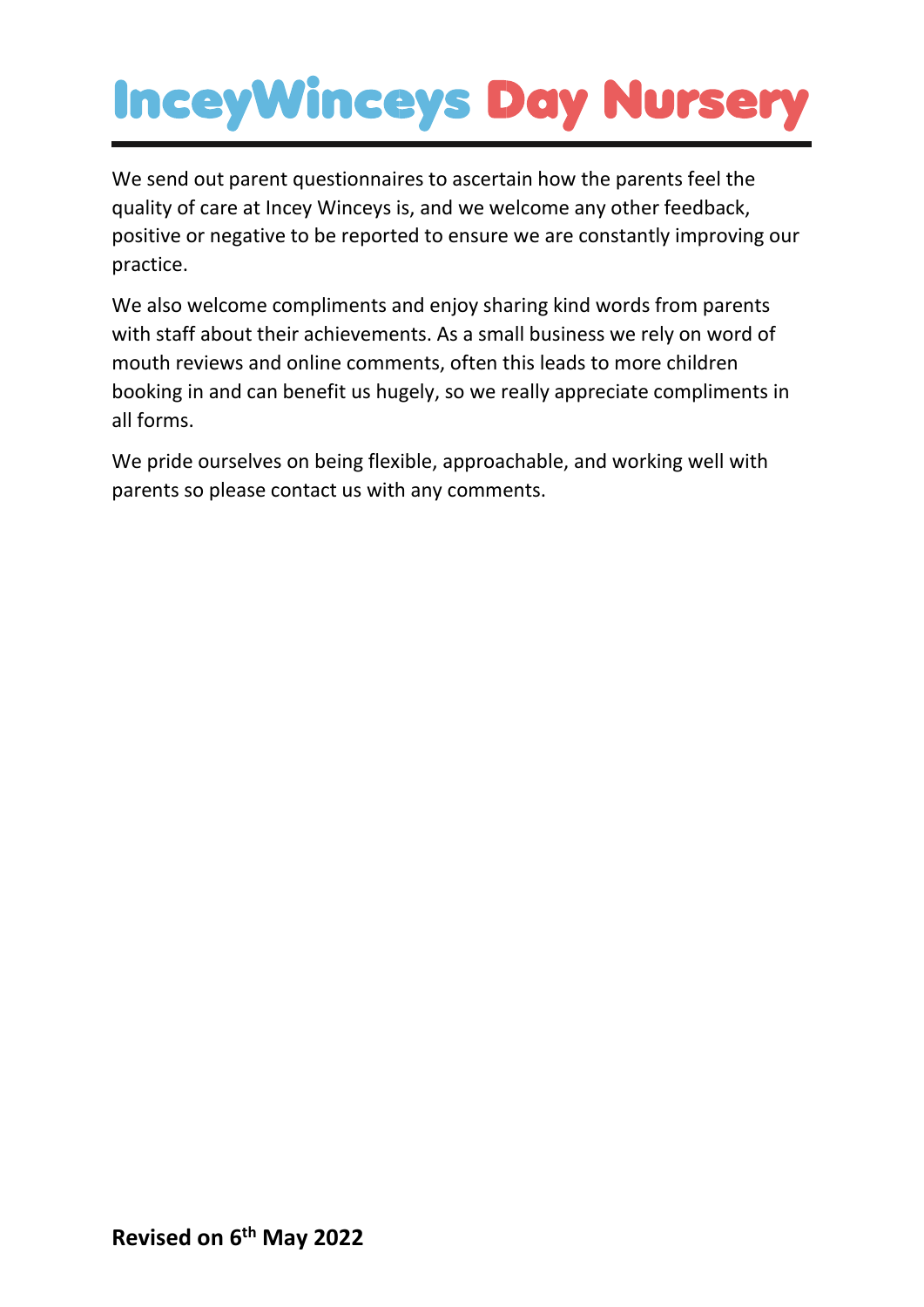# InceyWinceys Day Nursery

We send out parent questionnaires to ascertain how the parents feel the quality of care at Incey Winceys is, and we welcome any other feedback, positive or negative to be reported to ensure we are constantly improving our practice.

We also welcome compliments and enjoy sharing kind words from parents with staff about their achievements. As a small business we rely on word of mouth reviews and online comments, often this leads to more children booking in and can benefit us hugely, so we really appreciate compliments in all forms.

We pride ourselves on being flexible, approachable, and working well with parents so please contact us with any comments.

**Revised on 6th May 2022**